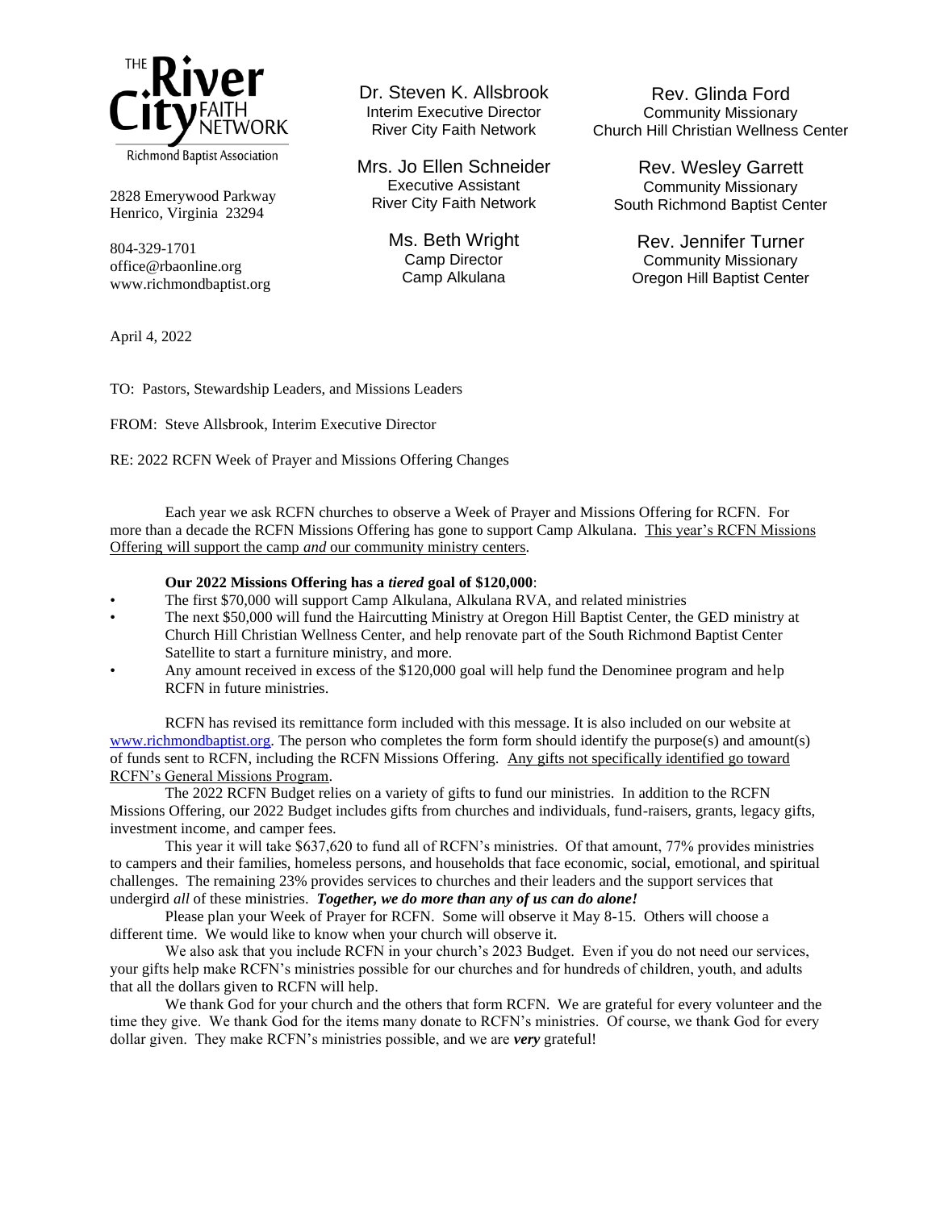THE River City FAITH NETWORK
Richmond Baptist Association

2828 Emerywood Parkway
Henrico, Virginia 23294

804-329-1701
office@rbaonline.org
www.richmondbaptist.org

Dr. Steven K. Allsbrook
Interim Executive Director
River City Faith Network

Mrs. Jo Ellen Schneider
Executive Assistant
River City Faith Network

Ms. Beth Wright
Camp Director
Camp Alkulana

Rev. Glinda Ford
Community Missionary
Church Hill Christian Wellness Center

Rev. Wesley Garrett
Community Missionary
South Richmond Baptist Center

Rev. Jennifer Turner
Community Missionary
Oregon Hill Baptist Center

April 4, 2022

TO: Pastors, Stewardship Leaders, and Missions Leaders

FROM: Steve Allsbrook, Interim Executive Director

RE: 2022 RCFN Week of Prayer and Missions Offering Changes

Each year we ask RCFN churches to observe a Week of Prayer and Missions Offering for RCFN. For more than a decade the RCFN Missions Offering has gone to support Camp Alkulana. <u>This year's RCFN Missions Offering will support the camp *and* our community ministry centers</u>.

**Our 2022 Missions Offering has a *tiered* goal of $120,000**:

- The first $70,000 will support Camp Alkulana, Alkulana RVA, and related ministries
- The next $50,000 will fund the Haircutting Ministry at Oregon Hill Baptist Center, the GED ministry at Church Hill Christian Wellness Center, and help renovate part of the South Richmond Baptist Center Satellite to start a furniture ministry, and more.
- Any amount received in excess of the $120,000 goal will help fund the Denominee program and help RCFN in future ministries.

RCFN has revised its remittance form included with this message. It is also included on our website at www.richmondbaptist.org. The person who completes the form form should identify the purpose(s) and amount(s) of funds sent to RCFN, including the RCFN Missions Offering. <u>Any gifts not specifically identified go toward RCFN's General Missions Program</u>.

The 2022 RCFN Budget relies on a variety of gifts to fund our ministries. In addition to the RCFN Missions Offering, our 2022 Budget includes gifts from churches and individuals, fund-raisers, grants, legacy gifts, investment income, and camper fees.

This year it will take $637,620 to fund all of RCFN's ministries. Of that amount, 77% provides ministries to campers and their families, homeless persons, and households that face economic, social, emotional, and spiritual challenges. The remaining 23% provides services to churches and their leaders and the support services that undergird *all* of these ministries. ***Together, we do more than any of us can do alone!***

Please plan your Week of Prayer for RCFN. Some will observe it May 8-15. Others will choose a different time. We would like to know when your church will observe it.

We also ask that you include RCFN in your church's 2023 Budget. Even if you do not need our services, your gifts help make RCFN's ministries possible for our churches and for hundreds of children, youth, and adults that all the dollars given to RCFN will help.

We thank God for your church and the others that form RCFN. We are grateful for every volunteer and the time they give. We thank God for the items many donate to RCFN's ministries. Of course, we thank God for every dollar given. They make RCFN's ministries possible, and we are ***very*** grateful!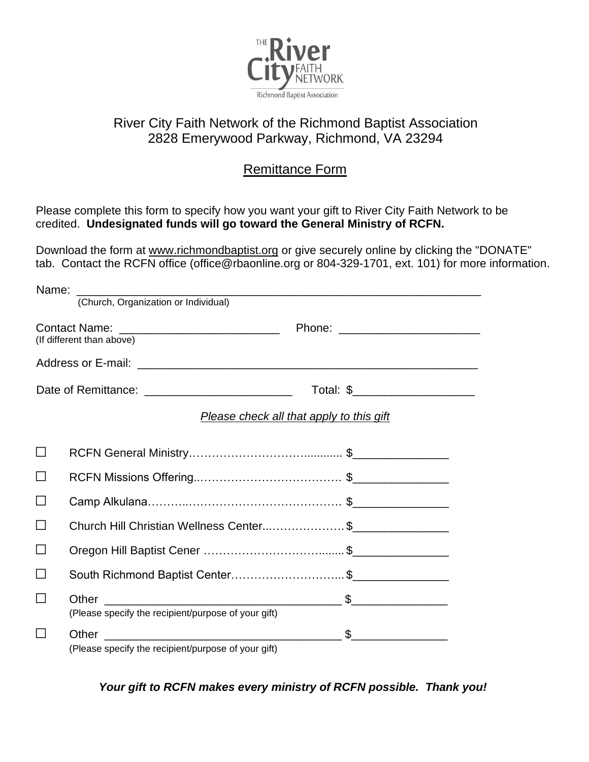THE River City FAITH NETWORK

Richmond Baptist Association

River City Faith Network of the Richmond Baptist Association
2828 Emerywood Parkway, Richmond, VA 23294

## Remittance Form

Please complete this form to specify how you want your gift to River City Faith Network to be credited. **Undesignated funds will go toward the General Ministry of RCFN.**

Download the form at www.richmondbaptist.org or give securely online by clicking the "DONATE" tab. Contact the RCFN office (office@rbaonline.org or 804-329-1701, ext. 101) for more information.

Name: ___________________________________________________________
(Church, Organization or Individual)

Contact Name: ________________________ Phone: _____________________
(If different than above)

Address or E-mail: ____________________________________________________

Date of Remittance: ______________________ Total: $__________________

*Please check all that apply to this gift*

☐ RCFN General Ministry………………………….......... $______________

☐ RCFN Missions Offering..………………………………. $______________

☐ Camp Alkulana………..…………………………………. $______________

☐ Church Hill Christian Wellness Center...………………$______________

☐ Oregon Hill Baptist Cener ……………………….........$______________

☐ South Richmond Baptist Center………………………...$______________

☐ Other ____________________________________ $______________
(Please specify the recipient/purpose of your gift)

☐ Other ____________________________________ $______________
(Please specify the recipient/purpose of your gift)

***Your gift to RCFN makes every ministry of RCFN possible. Thank you!***